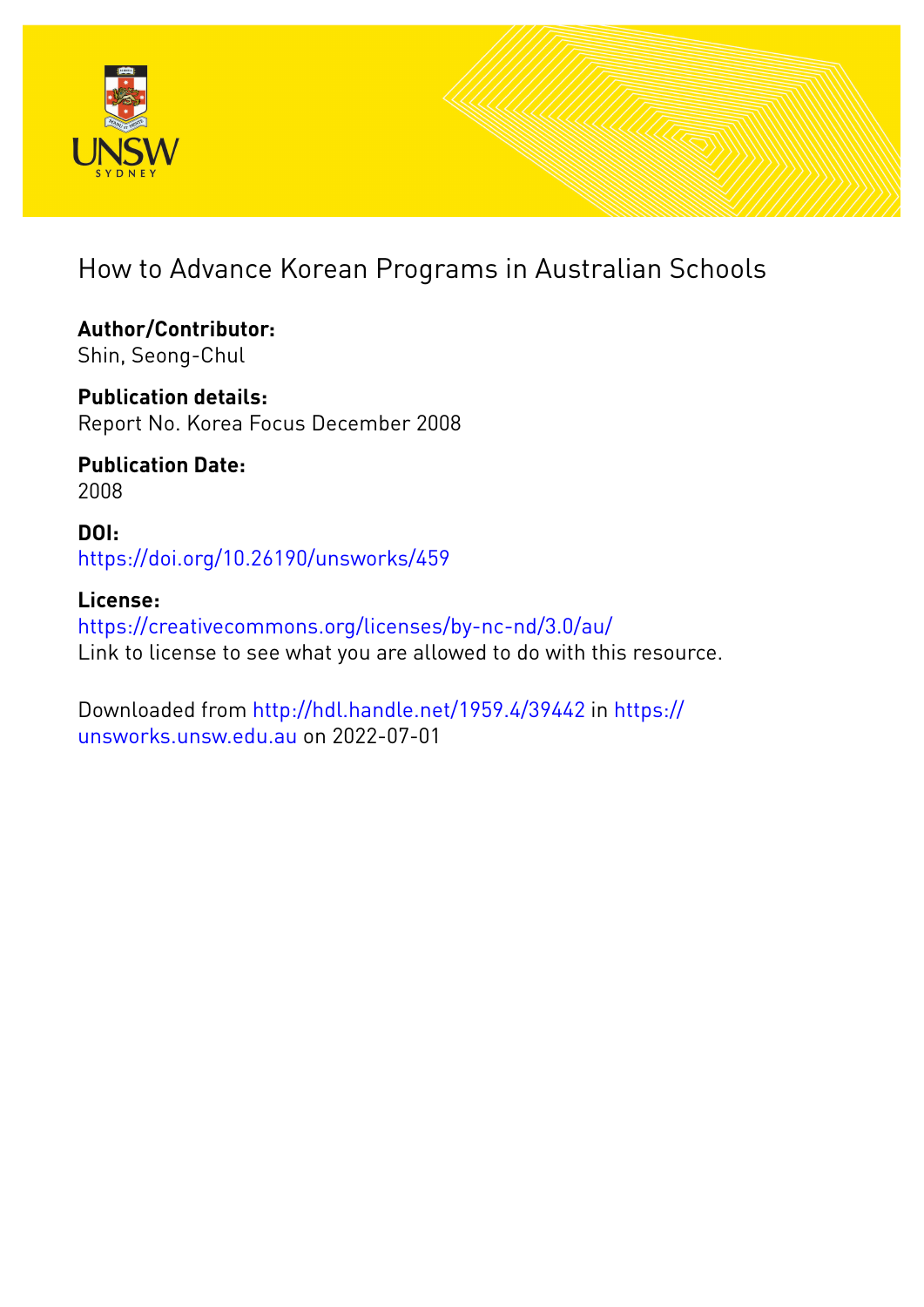# How to Advance Korean Programs in Australian Schools

**Author/Contributor:**
Shin, Seong-Chul

**Publication details:**
Report No. Korea Focus December 2008

**Publication Date:**
2008

**DOI:**
https://doi.org/10.26190/unsworks/459

**License:**
https://creativecommons.org/licenses/by-nc-nd/3.0/au/
Link to license to see what you are allowed to do with this resource.

Downloaded from http://hdl.handle.net/1959.4/39442 in https://unsworks.unsw.edu.au on 2022-07-01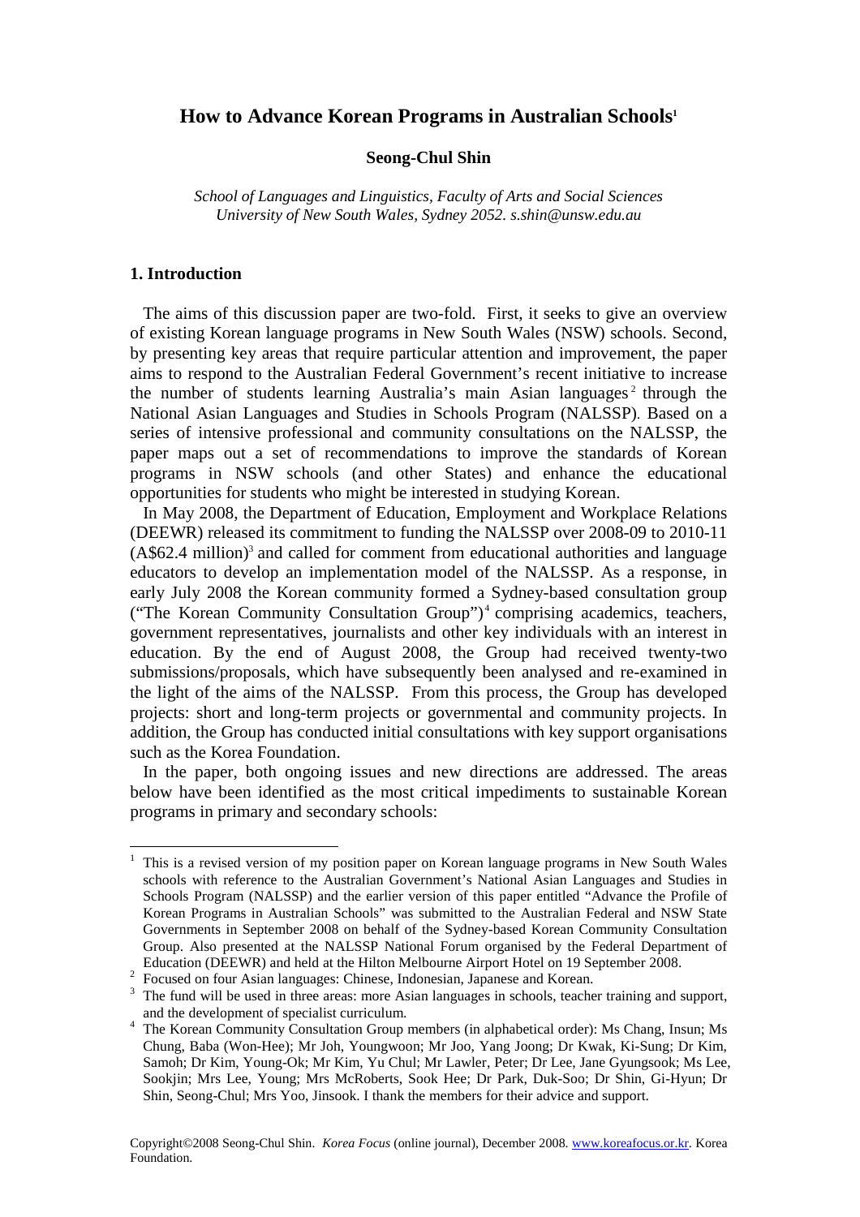# How to Advance Korean Programs in Australian Schools[1]

**Seong-Chul Shin**

*School of Languages and Linguistics, Faculty of Arts and Social Sciences*
*University of New South Wales, Sydney 2052. s.shin@unsw.edu.au*

## 1. Introduction

The aims of this discussion paper are two-fold. First, it seeks to give an overview of existing Korean language programs in New South Wales (NSW) schools. Second, by presenting key areas that require particular attention and improvement, the paper aims to respond to the Australian Federal Government's recent initiative to increase the number of students learning Australia's main Asian languages[2] through the National Asian Languages and Studies in Schools Program (NALSSP). Based on a series of intensive professional and community consultations on the NALSSP, the paper maps out a set of recommendations to improve the standards of Korean programs in NSW schools (and other States) and enhance the educational opportunities for students who might be interested in studying Korean.

In May 2008, the Department of Education, Employment and Workplace Relations (DEEWR) released its commitment to funding the NALSSP over 2008-09 to 2010-11 (A$62.4 million)[3] and called for comment from educational authorities and language educators to develop an implementation model of the NALSSP. As a response, in early July 2008 the Korean community formed a Sydney-based consultation group ("The Korean Community Consultation Group")[4] comprising academics, teachers, government representatives, journalists and other key individuals with an interest in education. By the end of August 2008, the Group had received twenty-two submissions/proposals, which have subsequently been analysed and re-examined in the light of the aims of the NALSSP. From this process, the Group has developed projects: short and long-term projects or governmental and community projects. In addition, the Group has conducted initial consultations with key support organisations such as the Korea Foundation.

In the paper, both ongoing issues and new directions are addressed. The areas below have been identified as the most critical impediments to sustainable Korean programs in primary and secondary schools:

---

[1] This is a revised version of my position paper on Korean language programs in New South Wales schools with reference to the Australian Government's National Asian Languages and Studies in Schools Program (NALSSP) and the earlier version of this paper entitled "Advance the Profile of Korean Programs in Australian Schools" was submitted to the Australian Federal and NSW State Governments in September 2008 on behalf of the Sydney-based Korean Community Consultation Group. Also presented at the NALSSP National Forum organised by the Federal Department of Education (DEEWR) and held at the Hilton Melbourne Airport Hotel on 19 September 2008.

[2] Focused on four Asian languages: Chinese, Indonesian, Japanese and Korean.

[3] The fund will be used in three areas: more Asian languages in schools, teacher training and support, and the development of specialist curriculum.

[4] The Korean Community Consultation Group members (in alphabetical order): Ms Chang, Insun; Ms Chung, Baba (Won-Hee); Mr Joh, Youngwoon; Mr Joo, Yang Joong; Dr Kwak, Ki-Sung; Dr Kim, Samoh; Dr Kim, Young-Ok; Mr Kim, Yu Chul; Mr Lawler, Peter; Dr Lee, Jane Gyungsook; Ms Lee, Sookjin; Mrs Lee, Young; Mrs McRoberts, Sook Hee; Dr Park, Duk-Soo; Dr Shin, Gi-Hyun; Dr Shin, Seong-Chul; Mrs Yoo, Jinsook. I thank the members for their advice and support.

Copyright©2008 Seong-Chul Shin. *Korea Focus* (online journal), December 2008. www.koreafocus.or.kr. Korea Foundation.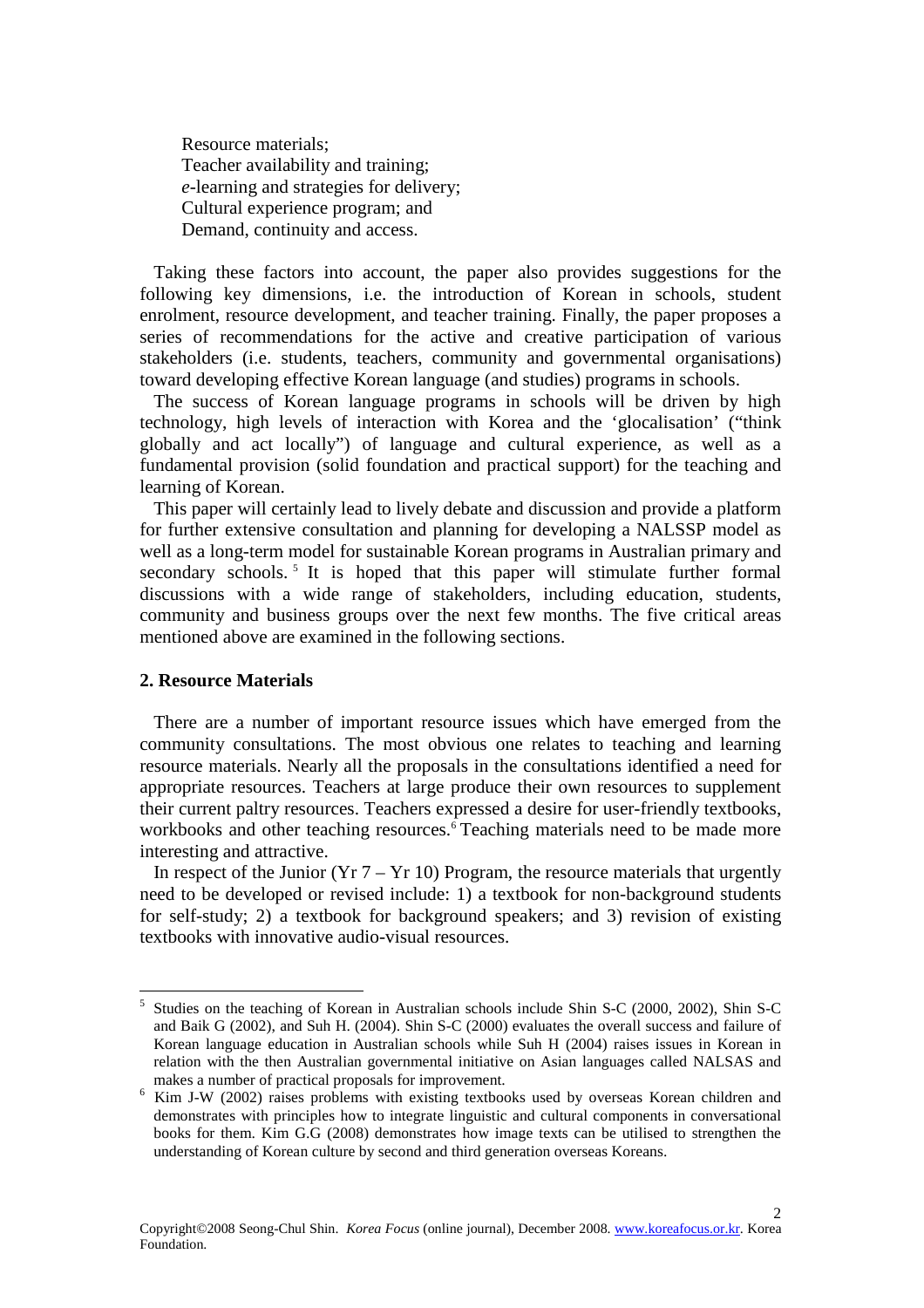Resource materials;
Teacher availability and training;
*e*-learning and strategies for delivery;
Cultural experience program; and
Demand, continuity and access.

Taking these factors into account, the paper also provides suggestions for the following key dimensions, i.e. the introduction of Korean in schools, student enrolment, resource development, and teacher training. Finally, the paper proposes a series of recommendations for the active and creative participation of various stakeholders (i.e. students, teachers, community and governmental organisations) toward developing effective Korean language (and studies) programs in schools.

The success of Korean language programs in schools will be driven by high technology, high levels of interaction with Korea and the 'glocalisation' ("think globally and act locally") of language and cultural experience, as well as a fundamental provision (solid foundation and practical support) for the teaching and learning of Korean.

This paper will certainly lead to lively debate and discussion and provide a platform for further extensive consultation and planning for developing a NALSSP model as well as a long-term model for sustainable Korean programs in Australian primary and secondary schools.[5] It is hoped that this paper will stimulate further formal discussions with a wide range of stakeholders, including education, students, community and business groups over the next few months. The five critical areas mentioned above are examined in the following sections.

## 2. Resource Materials

There are a number of important resource issues which have emerged from the community consultations. The most obvious one relates to teaching and learning resource materials. Nearly all the proposals in the consultations identified a need for appropriate resources. Teachers at large produce their own resources to supplement their current paltry resources. Teachers expressed a desire for user-friendly textbooks, workbooks and other teaching resources.[6] Teaching materials need to be made more interesting and attractive.

In respect of the Junior (Yr 7 – Yr 10) Program, the resource materials that urgently need to be developed or revised include: 1) a textbook for non-background students for self-study; 2) a textbook for background speakers; and 3) revision of existing textbooks with innovative audio-visual resources.

---

[5] Studies on the teaching of Korean in Australian schools include Shin S-C (2000, 2002), Shin S-C and Baik G (2002), and Suh H. (2004). Shin S-C (2000) evaluates the overall success and failure of Korean language education in Australian schools while Suh H (2004) raises issues in Korean in relation with the then Australian governmental initiative on Asian languages called NALSAS and makes a number of practical proposals for improvement.

[6] Kim J-W (2002) raises problems with existing textbooks used by overseas Korean children and demonstrates with principles how to integrate linguistic and cultural components in conversational books for them. Kim G.G (2008) demonstrates how image texts can be utilised to strengthen the understanding of Korean culture by second and third generation overseas Koreans.

Copyright©2008 Seong-Chul Shin. *Korea Focus* (online journal), December 2008. www.koreafocus.or.kr. Korea Foundation.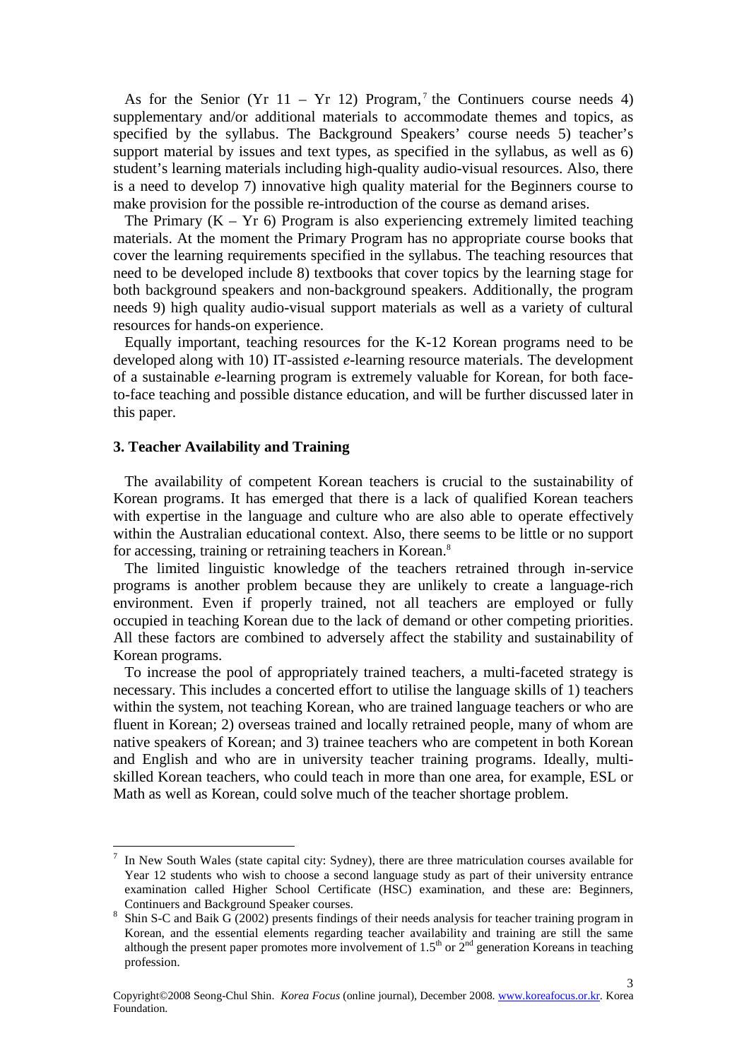As for the Senior (Yr 11 – Yr 12) Program,[7] the Continuers course needs 4) supplementary and/or additional materials to accommodate themes and topics, as specified by the syllabus. The Background Speakers' course needs 5) teacher's support material by issues and text types, as specified in the syllabus, as well as 6) student's learning materials including high-quality audio-visual resources. Also, there is a need to develop 7) innovative high quality material for the Beginners course to make provision for the possible re-introduction of the course as demand arises.

The Primary (K – Yr 6) Program is also experiencing extremely limited teaching materials. At the moment the Primary Program has no appropriate course books that cover the learning requirements specified in the syllabus. The teaching resources that need to be developed include 8) textbooks that cover topics by the learning stage for both background speakers and non-background speakers. Additionally, the program needs 9) high quality audio-visual support materials as well as a variety of cultural resources for hands-on experience.

Equally important, teaching resources for the K-12 Korean programs need to be developed along with 10) IT-assisted *e*-learning resource materials. The development of a sustainable *e*-learning program is extremely valuable for Korean, for both face-to-face teaching and possible distance education, and will be further discussed later in this paper.

## 3. Teacher Availability and Training

The availability of competent Korean teachers is crucial to the sustainability of Korean programs. It has emerged that there is a lack of qualified Korean teachers with expertise in the language and culture who are also able to operate effectively within the Australian educational context. Also, there seems to be little or no support for accessing, training or retraining teachers in Korean.[8]

The limited linguistic knowledge of the teachers retrained through in-service programs is another problem because they are unlikely to create a language-rich environment. Even if properly trained, not all teachers are employed or fully occupied in teaching Korean due to the lack of demand or other competing priorities. All these factors are combined to adversely affect the stability and sustainability of Korean programs.

To increase the pool of appropriately trained teachers, a multi-faceted strategy is necessary. This includes a concerted effort to utilise the language skills of 1) teachers within the system, not teaching Korean, who are trained language teachers or who are fluent in Korean; 2) overseas trained and locally retrained people, many of whom are native speakers of Korean; and 3) trainee teachers who are competent in both Korean and English and who are in university teacher training programs. Ideally, multi-skilled Korean teachers, who could teach in more than one area, for example, ESL or Math as well as Korean, could solve much of the teacher shortage problem.

---

[7] In New South Wales (state capital city: Sydney), there are three matriculation courses available for Year 12 students who wish to choose a second language study as part of their university entrance examination called Higher School Certificate (HSC) examination, and these are: Beginners, Continuers and Background Speaker courses.

[8] Shin S-C and Baik G (2002) presents findings of their needs analysis for teacher training program in Korean, and the essential elements regarding teacher availability and training are still the same although the present paper promotes more involvement of 1.5th or 2nd generation Koreans in teaching profession.

Copyright©2008 Seong-Chul Shin. *Korea Focus* (online journal), December 2008. www.koreafocus.or.kr. Korea Foundation.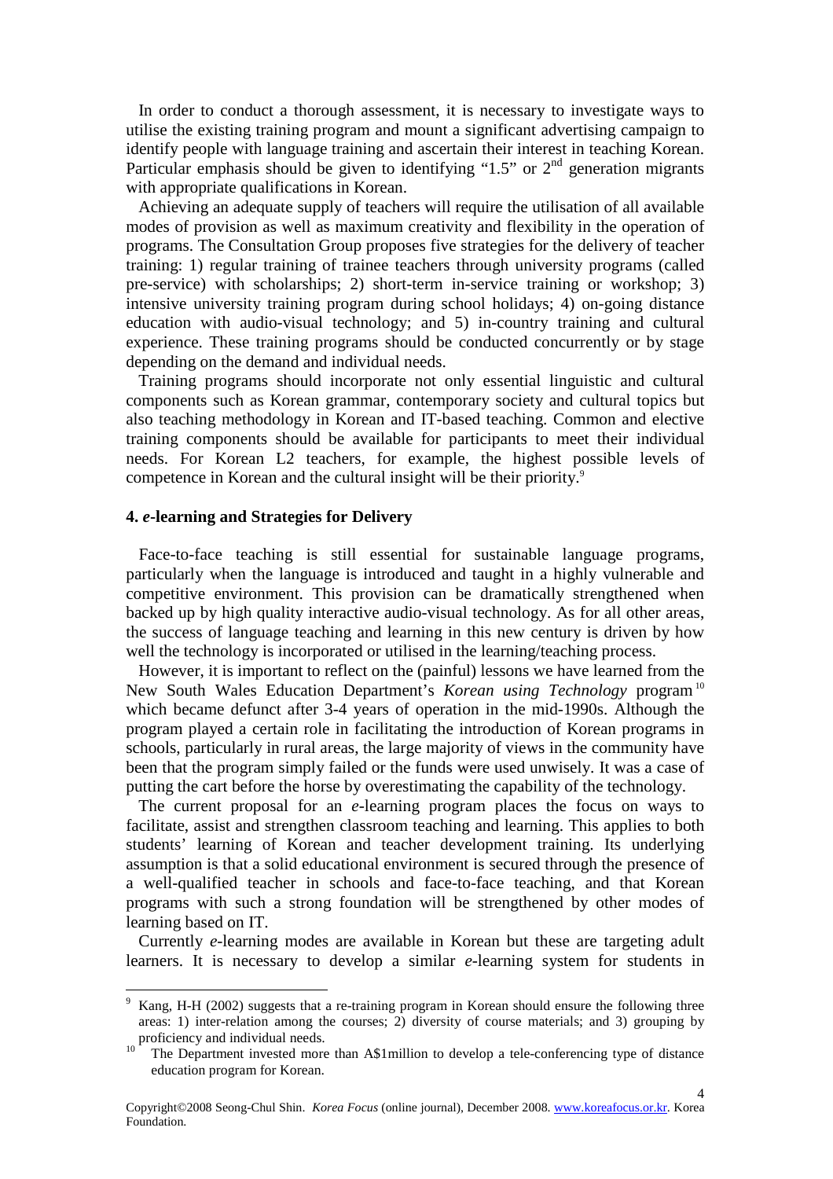In order to conduct a thorough assessment, it is necessary to investigate ways to utilise the existing training program and mount a significant advertising campaign to identify people with language training and ascertain their interest in teaching Korean. Particular emphasis should be given to identifying "1.5" or 2$^{nd}$ generation migrants with appropriate qualifications in Korean.

Achieving an adequate supply of teachers will require the utilisation of all available modes of provision as well as maximum creativity and flexibility in the operation of programs. The Consultation Group proposes five strategies for the delivery of teacher training: 1) regular training of trainee teachers through university programs (called pre-service) with scholarships; 2) short-term in-service training or workshop; 3) intensive university training program during school holidays; 4) on-going distance education with audio-visual technology; and 5) in-country training and cultural experience. These training programs should be conducted concurrently or by stage depending on the demand and individual needs.

Training programs should incorporate not only essential linguistic and cultural components such as Korean grammar, contemporary society and cultural topics but also teaching methodology in Korean and IT-based teaching. Common and elective training components should be available for participants to meet their individual needs. For Korean L2 teachers, for example, the highest possible levels of competence in Korean and the cultural insight will be their priority.[9]

## 4. *e*-learning and Strategies for Delivery

Face-to-face teaching is still essential for sustainable language programs, particularly when the language is introduced and taught in a highly vulnerable and competitive environment. This provision can be dramatically strengthened when backed up by high quality interactive audio-visual technology. As for all other areas, the success of language teaching and learning in this new century is driven by how well the technology is incorporated or utilised in the learning/teaching process.

However, it is important to reflect on the (painful) lessons we have learned from the New South Wales Education Department's *Korean using Technology* program[10] which became defunct after 3-4 years of operation in the mid-1990s. Although the program played a certain role in facilitating the introduction of Korean programs in schools, particularly in rural areas, the large majority of views in the community have been that the program simply failed or the funds were used unwisely. It was a case of putting the cart before the horse by overestimating the capability of the technology.

The current proposal for an *e*-learning program places the focus on ways to facilitate, assist and strengthen classroom teaching and learning. This applies to both students' learning of Korean and teacher development training. Its underlying assumption is that a solid educational environment is secured through the presence of a well-qualified teacher in schools and face-to-face teaching, and that Korean programs with such a strong foundation will be strengthened by other modes of learning based on IT.

Currently *e*-learning modes are available in Korean but these are targeting adult learners. It is necessary to develop a similar *e*-learning system for students in

---

[9] Kang, H-H (2002) suggests that a re-training program in Korean should ensure the following three areas: 1) inter-relation among the courses; 2) diversity of course materials; and 3) grouping by proficiency and individual needs.

[10] The Department invested more than A$1million to develop a tele-conferencing type of distance education program for Korean.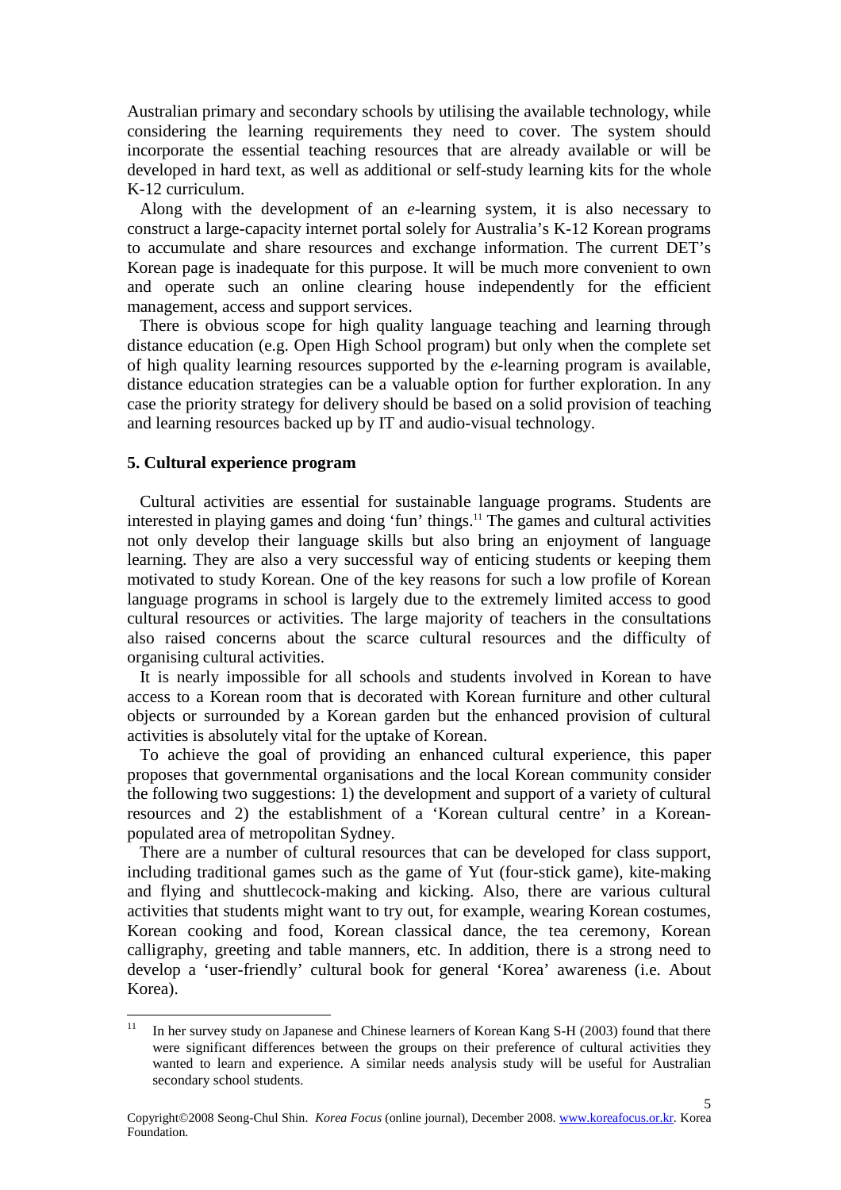Australian primary and secondary schools by utilising the available technology, while considering the learning requirements they need to cover. The system should incorporate the essential teaching resources that are already available or will be developed in hard text, as well as additional or self-study learning kits for the whole K-12 curriculum.

Along with the development of an *e*-learning system, it is also necessary to construct a large-capacity internet portal solely for Australia's K-12 Korean programs to accumulate and share resources and exchange information. The current DET's Korean page is inadequate for this purpose. It will be much more convenient to own and operate such an online clearing house independently for the efficient management, access and support services.

There is obvious scope for high quality language teaching and learning through distance education (e.g. Open High School program) but only when the complete set of high quality learning resources supported by the *e*-learning program is available, distance education strategies can be a valuable option for further exploration. In any case the priority strategy for delivery should be based on a solid provision of teaching and learning resources backed up by IT and audio-visual technology.

**5. Cultural experience program**

Cultural activities are essential for sustainable language programs. Students are interested in playing games and doing 'fun' things.[11] The games and cultural activities not only develop their language skills but also bring an enjoyment of language learning. They are also a very successful way of enticing students or keeping them motivated to study Korean. One of the key reasons for such a low profile of Korean language programs in school is largely due to the extremely limited access to good cultural resources or activities. The large majority of teachers in the consultations also raised concerns about the scarce cultural resources and the difficulty of organising cultural activities.

It is nearly impossible for all schools and students involved in Korean to have access to a Korean room that is decorated with Korean furniture and other cultural objects or surrounded by a Korean garden but the enhanced provision of cultural activities is absolutely vital for the uptake of Korean.

To achieve the goal of providing an enhanced cultural experience, this paper proposes that governmental organisations and the local Korean community consider the following two suggestions: 1) the development and support of a variety of cultural resources and 2) the establishment of a 'Korean cultural centre' in a Korean-populated area of metropolitan Sydney.

There are a number of cultural resources that can be developed for class support, including traditional games such as the game of Yut (four-stick game), kite-making and flying and shuttlecock-making and kicking. Also, there are various cultural activities that students might want to try out, for example, wearing Korean costumes, Korean cooking and food, Korean classical dance, the tea ceremony, Korean calligraphy, greeting and table manners, etc. In addition, there is a strong need to develop a 'user-friendly' cultural book for general 'Korea' awareness (i.e. About Korea).

---

[11] In her survey study on Japanese and Chinese learners of Korean Kang S-H (2003) found that there were significant differences between the groups on their preference of cultural activities they wanted to learn and experience. A similar needs analysis study will be useful for Australian secondary school students.

Copyright©2008 Seong-Chul Shin. *Korea Focus* (online journal), December 2008. www.koreafocus.or.kr. Korea Foundation.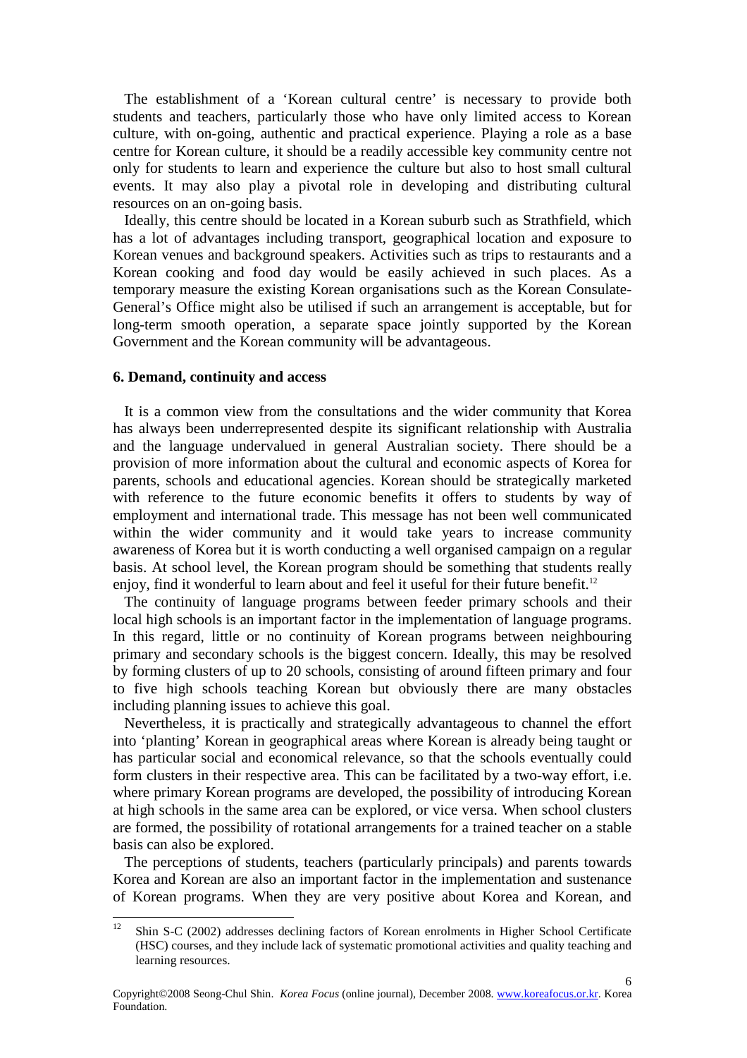The establishment of a 'Korean cultural centre' is necessary to provide both students and teachers, particularly those who have only limited access to Korean culture, with on-going, authentic and practical experience. Playing a role as a base centre for Korean culture, it should be a readily accessible key community centre not only for students to learn and experience the culture but also to host small cultural events. It may also play a pivotal role in developing and distributing cultural resources on an on-going basis.

Ideally, this centre should be located in a Korean suburb such as Strathfield, which has a lot of advantages including transport, geographical location and exposure to Korean venues and background speakers. Activities such as trips to restaurants and a Korean cooking and food day would be easily achieved in such places. As a temporary measure the existing Korean organisations such as the Korean Consulate-General's Office might also be utilised if such an arrangement is acceptable, but for long-term smooth operation, a separate space jointly supported by the Korean Government and the Korean community will be advantageous.

## 6. Demand, continuity and access

It is a common view from the consultations and the wider community that Korea has always been underrepresented despite its significant relationship with Australia and the language undervalued in general Australian society. There should be a provision of more information about the cultural and economic aspects of Korea for parents, schools and educational agencies. Korean should be strategically marketed with reference to the future economic benefits it offers to students by way of employment and international trade. This message has not been well communicated within the wider community and it would take years to increase community awareness of Korea but it is worth conducting a well organised campaign on a regular basis. At school level, the Korean program should be something that students really enjoy, find it wonderful to learn about and feel it useful for their future benefit.[12]

The continuity of language programs between feeder primary schools and their local high schools is an important factor in the implementation of language programs. In this regard, little or no continuity of Korean programs between neighbouring primary and secondary schools is the biggest concern. Ideally, this may be resolved by forming clusters of up to 20 schools, consisting of around fifteen primary and four to five high schools teaching Korean but obviously there are many obstacles including planning issues to achieve this goal.

Nevertheless, it is practically and strategically advantageous to channel the effort into 'planting' Korean in geographical areas where Korean is already being taught or has particular social and economical relevance, so that the schools eventually could form clusters in their respective area. This can be facilitated by a two-way effort, i.e. where primary Korean programs are developed, the possibility of introducing Korean at high schools in the same area can be explored, or vice versa. When school clusters are formed, the possibility of rotational arrangements for a trained teacher on a stable basis can also be explored.

The perceptions of students, teachers (particularly principals) and parents towards Korea and Korean are also an important factor in the implementation and sustenance of Korean programs. When they are very positive about Korea and Korean, and

[12] Shin S-C (2002) addresses declining factors of Korean enrolments in Higher School Certificate (HSC) courses, and they include lack of systematic promotional activities and quality teaching and learning resources.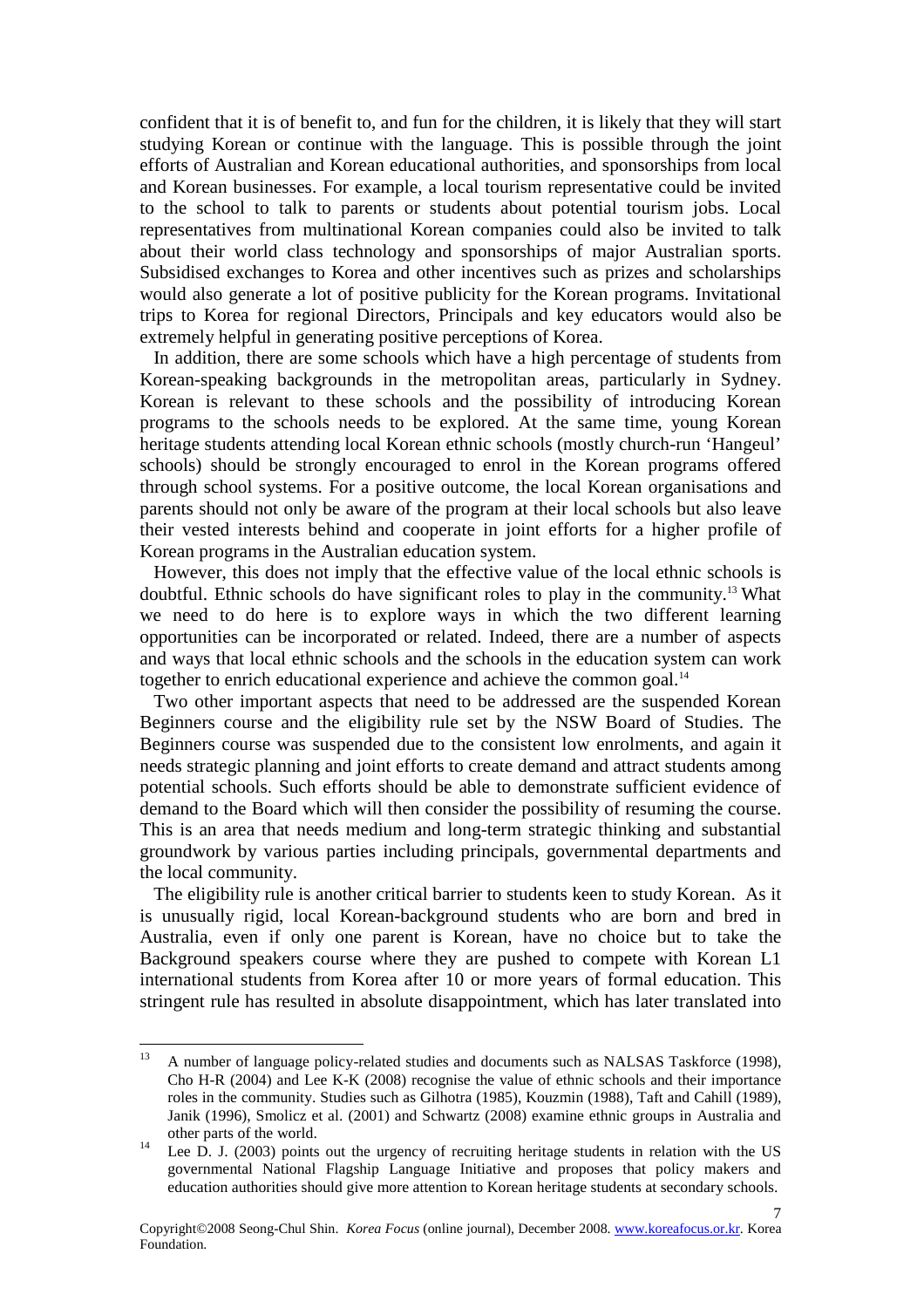confident that it is of benefit to, and fun for the children, it is likely that they will start studying Korean or continue with the language. This is possible through the joint efforts of Australian and Korean educational authorities, and sponsorships from local and Korean businesses. For example, a local tourism representative could be invited to the school to talk to parents or students about potential tourism jobs. Local representatives from multinational Korean companies could also be invited to talk about their world class technology and sponsorships of major Australian sports. Subsidised exchanges to Korea and other incentives such as prizes and scholarships would also generate a lot of positive publicity for the Korean programs. Invitational trips to Korea for regional Directors, Principals and key educators would also be extremely helpful in generating positive perceptions of Korea.

In addition, there are some schools which have a high percentage of students from Korean-speaking backgrounds in the metropolitan areas, particularly in Sydney. Korean is relevant to these schools and the possibility of introducing Korean programs to the schools needs to be explored. At the same time, young Korean heritage students attending local Korean ethnic schools (mostly church-run 'Hangeul' schools) should be strongly encouraged to enrol in the Korean programs offered through school systems. For a positive outcome, the local Korean organisations and parents should not only be aware of the program at their local schools but also leave their vested interests behind and cooperate in joint efforts for a higher profile of Korean programs in the Australian education system.

However, this does not imply that the effective value of the local ethnic schools is doubtful. Ethnic schools do have significant roles to play in the community.[13] What we need to do here is to explore ways in which the two different learning opportunities can be incorporated or related. Indeed, there are a number of aspects and ways that local ethnic schools and the schools in the education system can work together to enrich educational experience and achieve the common goal.[14]

Two other important aspects that need to be addressed are the suspended Korean Beginners course and the eligibility rule set by the NSW Board of Studies. The Beginners course was suspended due to the consistent low enrolments, and again it needs strategic planning and joint efforts to create demand and attract students among potential schools. Such efforts should be able to demonstrate sufficient evidence of demand to the Board which will then consider the possibility of resuming the course. This is an area that needs medium and long-term strategic thinking and substantial groundwork by various parties including principals, governmental departments and the local community.

The eligibility rule is another critical barrier to students keen to study Korean. As it is unusually rigid, local Korean-background students who are born and bred in Australia, even if only one parent is Korean, have no choice but to take the Background speakers course where they are pushed to compete with Korean L1 international students from Korea after 10 or more years of formal education. This stringent rule has resulted in absolute disappointment, which has later translated into

---

[13] A number of language policy-related studies and documents such as NALSAS Taskforce (1998), Cho H-R (2004) and Lee K-K (2008) recognise the value of ethnic schools and their importance roles in the community. Studies such as Gilhotra (1985), Kouzmin (1988), Taft and Cahill (1989), Janik (1996), Smolicz et al. (2001) and Schwartz (2008) examine ethnic groups in Australia and other parts of the world.

[14] Lee D. J. (2003) points out the urgency of recruiting heritage students in relation with the US governmental National Flagship Language Initiative and proposes that policy makers and education authorities should give more attention to Korean heritage students at secondary schools.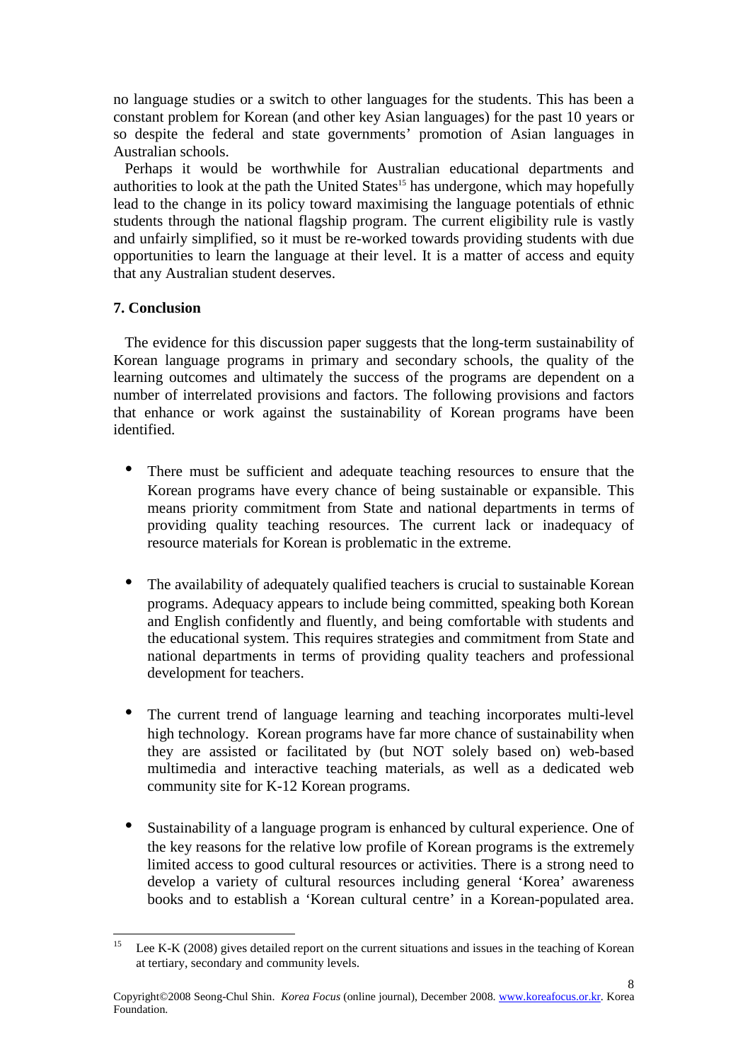no language studies or a switch to other languages for the students. This has been a constant problem for Korean (and other key Asian languages) for the past 10 years or so despite the federal and state governments' promotion of Asian languages in Australian schools.

Perhaps it would be worthwhile for Australian educational departments and authorities to look at the path the United States[15] has undergone, which may hopefully lead to the change in its policy toward maximising the language potentials of ethnic students through the national flagship program. The current eligibility rule is vastly and unfairly simplified, so it must be re-worked towards providing students with due opportunities to learn the language at their level. It is a matter of access and equity that any Australian student deserves.

## 7. Conclusion

The evidence for this discussion paper suggests that the long-term sustainability of Korean language programs in primary and secondary schools, the quality of the learning outcomes and ultimately the success of the programs are dependent on a number of interrelated provisions and factors. The following provisions and factors that enhance or work against the sustainability of Korean programs have been identified.

- There must be sufficient and adequate teaching resources to ensure that the Korean programs have every chance of being sustainable or expansible. This means priority commitment from State and national departments in terms of providing quality teaching resources. The current lack or inadequacy of resource materials for Korean is problematic in the extreme.

- The availability of adequately qualified teachers is crucial to sustainable Korean programs. Adequacy appears to include being committed, speaking both Korean and English confidently and fluently, and being comfortable with students and the educational system. This requires strategies and commitment from State and national departments in terms of providing quality teachers and professional development for teachers.

- The current trend of language learning and teaching incorporates multi-level high technology. Korean programs have far more chance of sustainability when they are assisted or facilitated by (but NOT solely based on) web-based multimedia and interactive teaching materials, as well as a dedicated web community site for K-12 Korean programs.

- Sustainability of a language program is enhanced by cultural experience. One of the key reasons for the relative low profile of Korean programs is the extremely limited access to good cultural resources or activities. There is a strong need to develop a variety of cultural resources including general 'Korea' awareness books and to establish a 'Korean cultural centre' in a Korean-populated area.

[15] Lee K-K (2008) gives detailed report on the current situations and issues in the teaching of Korean at tertiary, secondary and community levels.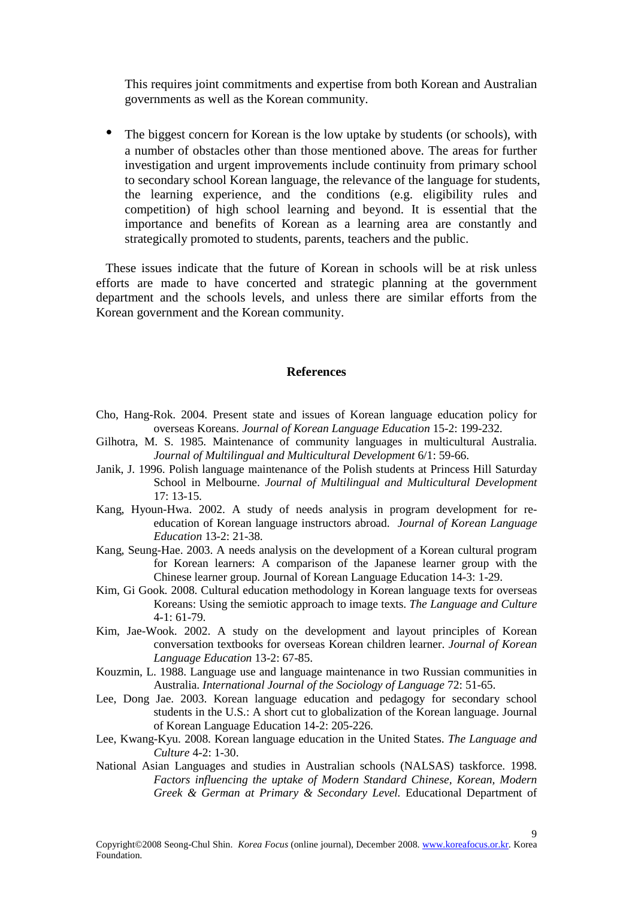This requires joint commitments and expertise from both Korean and Australian governments as well as the Korean community.

- The biggest concern for Korean is the low uptake by students (or schools), with a number of obstacles other than those mentioned above. The areas for further investigation and urgent improvements include continuity from primary school to secondary school Korean language, the relevance of the language for students, the learning experience, and the conditions (e.g. eligibility rules and competition) of high school learning and beyond. It is essential that the importance and benefits of Korean as a learning area are constantly and strategically promoted to students, parents, teachers and the public.

These issues indicate that the future of Korean in schools will be at risk unless efforts are made to have concerted and strategic planning at the government department and the schools levels, and unless there are similar efforts from the Korean government and the Korean community.

## References

Cho, Hang-Rok. 2004. Present state and issues of Korean language education policy for overseas Koreans. *Journal of Korean Language Education* 15-2: 199-232.

Gilhotra, M. S. 1985. Maintenance of community languages in multicultural Australia. *Journal of Multilingual and Multicultural Development* 6/1: 59-66.

Janik, J. 1996. Polish language maintenance of the Polish students at Princess Hill Saturday School in Melbourne. *Journal of Multilingual and Multicultural Development* 17: 13-15.

Kang, Hyoun-Hwa. 2002. A study of needs analysis in program development for re-education of Korean language instructors abroad. *Journal of Korean Language Education* 13-2: 21-38.

Kang, Seung-Hae. 2003. A needs analysis on the development of a Korean cultural program for Korean learners: A comparison of the Japanese learner group with the Chinese learner group. Journal of Korean Language Education 14-3: 1-29.

Kim, Gi Gook. 2008. Cultural education methodology in Korean language texts for overseas Koreans: Using the semiotic approach to image texts. *The Language and Culture* 4-1: 61-79.

Kim, Jae-Wook. 2002. A study on the development and layout principles of Korean conversation textbooks for overseas Korean children learner. *Journal of Korean Language Education* 13-2: 67-85.

Kouzmin, L. 1988. Language use and language maintenance in two Russian communities in Australia. *International Journal of the Sociology of Language* 72: 51-65.

Lee, Dong Jae. 2003. Korean language education and pedagogy for secondary school students in the U.S.: A short cut to globalization of the Korean language. Journal of Korean Language Education 14-2: 205-226.

Lee, Kwang-Kyu. 2008. Korean language education in the United States. *The Language and Culture* 4-2: 1-30.

National Asian Languages and studies in Australian schools (NALSAS) taskforce. 1998. *Factors influencing the uptake of Modern Standard Chinese, Korean, Modern Greek & German at Primary & Secondary Level.* Educational Department of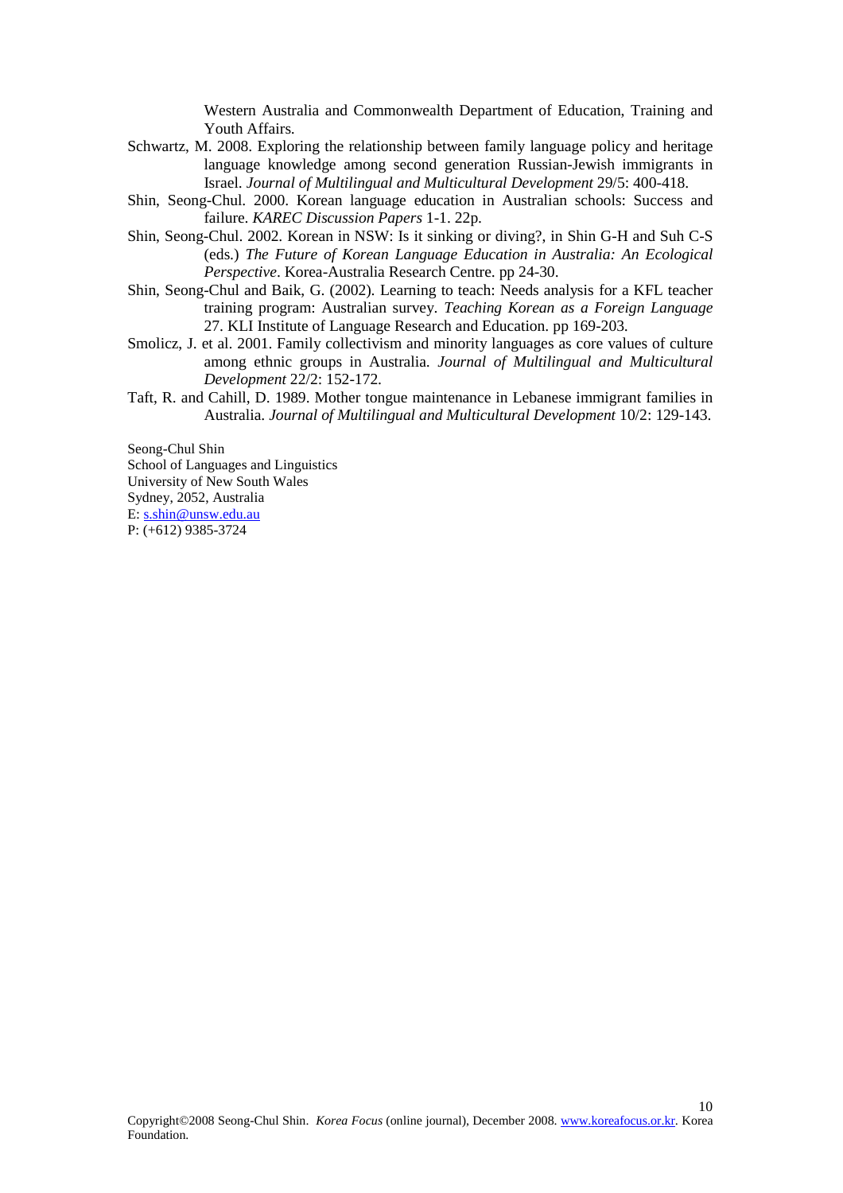Western Australia and Commonwealth Department of Education, Training and Youth Affairs.

Schwartz, M. 2008. Exploring the relationship between family language policy and heritage language knowledge among second generation Russian-Jewish immigrants in Israel. *Journal of Multilingual and Multicultural Development* 29/5: 400-418.

Shin, Seong-Chul. 2000. Korean language education in Australian schools: Success and failure. *KAREC Discussion Papers* 1-1. 22p.

Shin, Seong-Chul. 2002. Korean in NSW: Is it sinking or diving?, in Shin G-H and Suh C-S (eds.) *The Future of Korean Language Education in Australia: An Ecological Perspective*. Korea-Australia Research Centre. pp 24-30.

Shin, Seong-Chul and Baik, G. (2002). Learning to teach: Needs analysis for a KFL teacher training program: Australian survey. *Teaching Korean as a Foreign Language* 27. KLI Institute of Language Research and Education. pp 169-203.

Smolicz, J. et al. 2001. Family collectivism and minority languages as core values of culture among ethnic groups in Australia. *Journal of Multilingual and Multicultural Development* 22/2: 152-172.

Taft, R. and Cahill, D. 1989. Mother tongue maintenance in Lebanese immigrant families in Australia. *Journal of Multilingual and Multicultural Development* 10/2: 129-143.

Seong-Chul Shin
School of Languages and Linguistics
University of New South Wales
Sydney, 2052, Australia
E: s.shin@unsw.edu.au
P: (+612) 9385-3724

Copyright©2008 Seong-Chul Shin. *Korea Focus* (online journal), December 2008. www.koreafocus.or.kr. Korea Foundation.